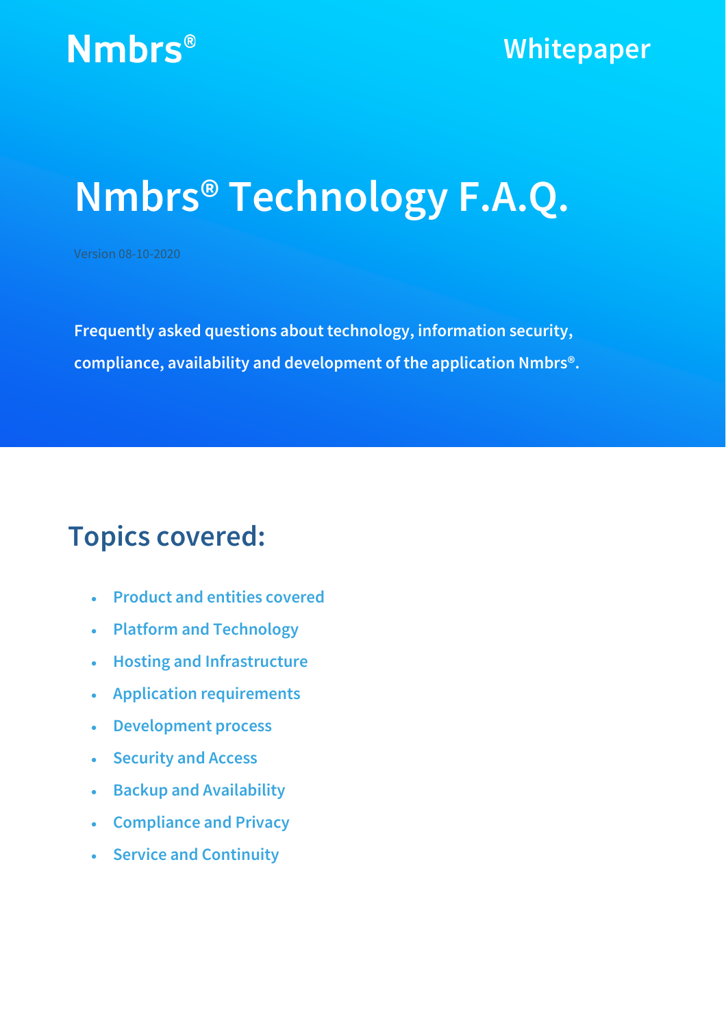Nmbrs®

Whitepaper

# Nmbrs® Technology F.A.Q.

Version 08-10-2020

**Frequently asked questions about technology, information security, compliance, availability and development of the application Nmbrs®.**

## Topics covered:

- Product and entities covered
- Platform and Technology
- Hosting and Infrastructure
- Application requirements
- Development process
- Security and Access
- Backup and Availability
- Compliance and Privacy
- Service and Continuity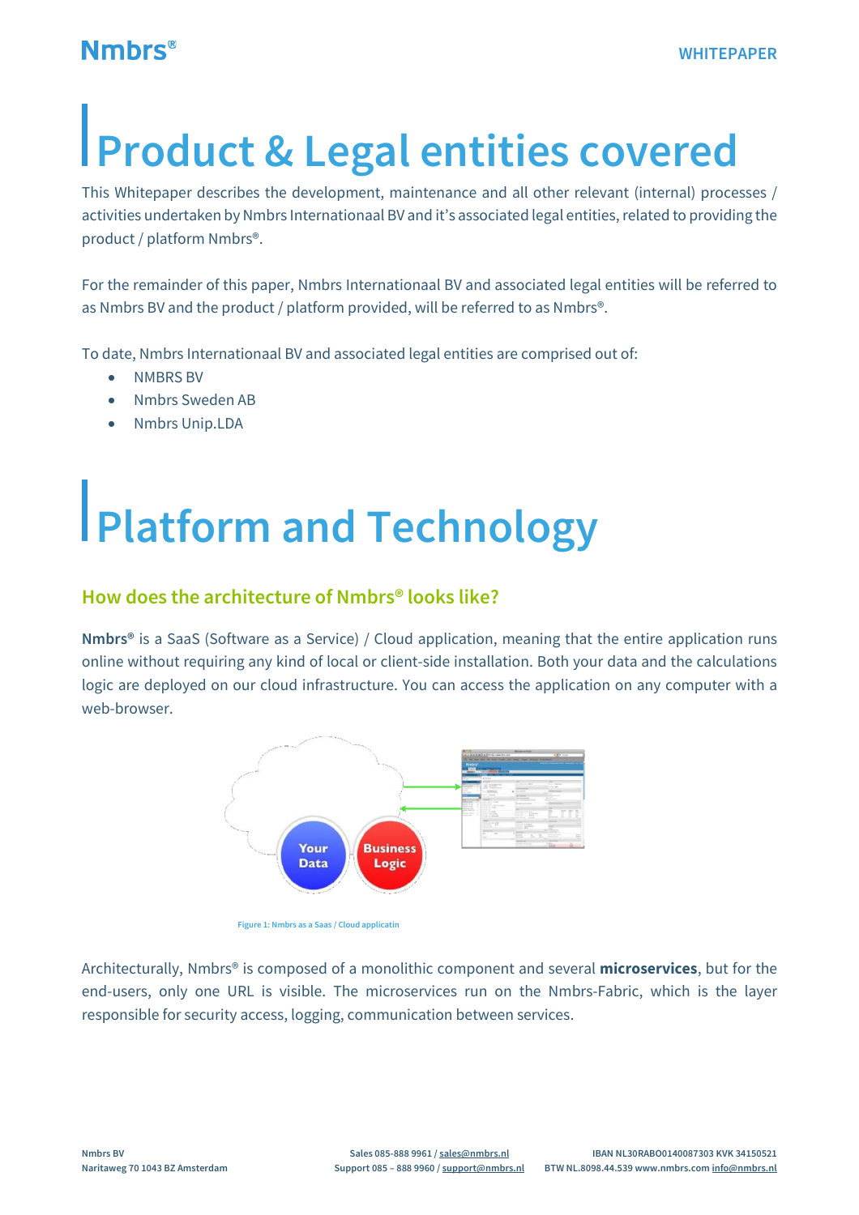# Product & Legal entities covered

This Whitepaper describes the development, maintenance and all other relevant (internal) processes / activities undertaken by Nmbrs Internationaal BV and it's associated legal entities, related to providing the product / platform Nmbrs®.

For the remainder of this paper, Nmbrs Internationaal BV and associated legal entities will be referred to as Nmbrs BV and the product / platform provided, will be referred to as Nmbrs®.

To date, Nmbrs Internationaal BV and associated legal entities are comprised out of:

- NMBRS BV
- Nmbrs Sweden AB
- Nmbrs Unip.LDA

# Platform and Technology

## How does the architecture of Nmbrs® looks like?

**Nmbrs®** is a SaaS (Software as a Service) / Cloud application, meaning that the entire application runs online without requiring any kind of local or client-side installation. Both your data and the calculations logic are deployed on our cloud infrastructure. You can access the application on any computer with a web-browser.

Figure 1: Nmbrs as a Saas / Cloud applicatin

Architecturally, Nmbrs® is composed of a monolithic component and several **microservices**, but for the end-users, only one URL is visible. The microservices run on the Nmbrs-Fabric, which is the layer responsible for security access, logging, communication between services.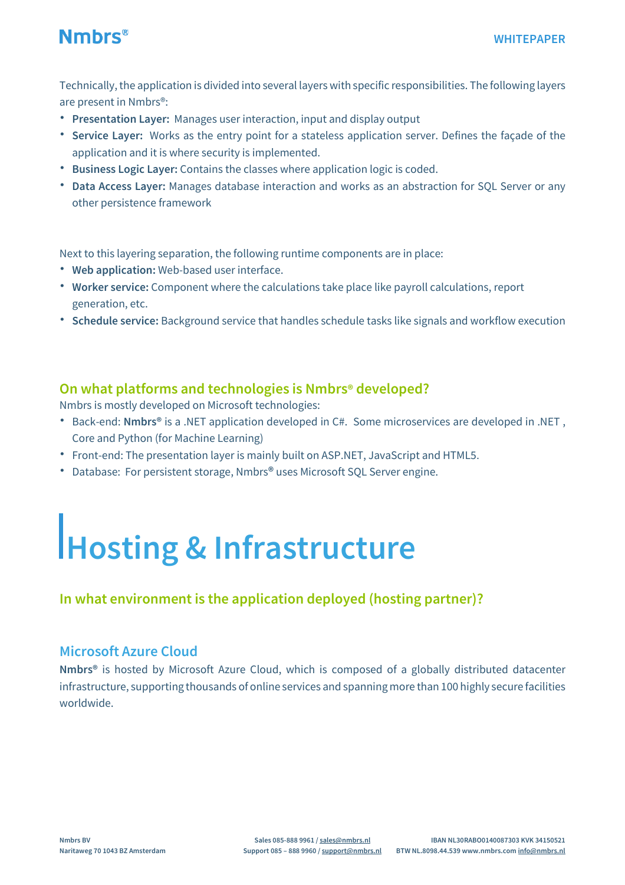Technically, the application is divided into several layers with specific responsibilities. The following layers are present in Nmbrs®:

- **Presentation Layer:** Manages user interaction, input and display output
- **Service Layer:** Works as the entry point for a stateless application server. Defines the façade of the application and it is where security is implemented.
- **Business Logic Layer:** Contains the classes where application logic is coded.
- **Data Access Layer:** Manages database interaction and works as an abstraction for SQL Server or any other persistence framework

Next to this layering separation, the following runtime components are in place:

- **Web application:** Web-based user interface.
- **Worker service:** Component where the calculations take place like payroll calculations, report generation, etc.
- **Schedule service:** Background service that handles schedule tasks like signals and workflow execution

### On what platforms and technologies is Nmbrs® developed?

Nmbrs is mostly developed on Microsoft technologies:

- Back-end: **Nmbrs®** is a .NET application developed in C#. Some microservices are developed in .NET , Core and Python (for Machine Learning)
- Front-end: The presentation layer is mainly built on ASP.NET, JavaScript and HTML5.
- Database: For persistent storage, Nmbrs® uses Microsoft SQL Server engine.

# Hosting & Infrastructure

### In what environment is the application deployed (hosting partner)?

#### Microsoft Azure Cloud

**Nmbrs®** is hosted by Microsoft Azure Cloud, which is composed of a globally distributed datacenter infrastructure, supporting thousands of online services and spanning more than 100 highly secure facilities worldwide.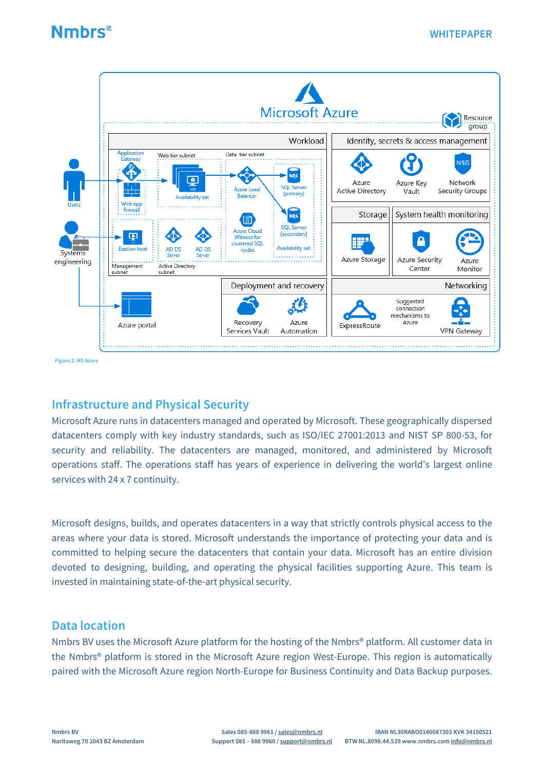Figure 2: MS Azure

## Infrastructure and Physical Security

Microsoft Azure runs in datacenters managed and operated by Microsoft. These geographically dispersed datacenters comply with key industry standards, such as ISO/IEC 27001:2013 and NIST SP 800-53, for security and reliability. The datacenters are managed, monitored, and administered by Microsoft operations staff. The operations staff has years of experience in delivering the world's largest online services with 24 x 7 continuity.

Microsoft designs, builds, and operates datacenters in a way that strictly controls physical access to the areas where your data is stored. Microsoft understands the importance of protecting your data and is committed to helping secure the datacenters that contain your data. Microsoft has an entire division devoted to designing, building, and operating the physical facilities supporting Azure. This team is invested in maintaining state-of-the-art physical security.

## Data location

Nmbrs BV uses the Microsoft Azure platform for the hosting of the Nmbrs® platform. All customer data in the Nmbrs® platform is stored in the Microsoft Azure region West-Europe. This region is automatically paired with the Microsoft Azure region North-Europe for Business Continuity and Data Backup purposes.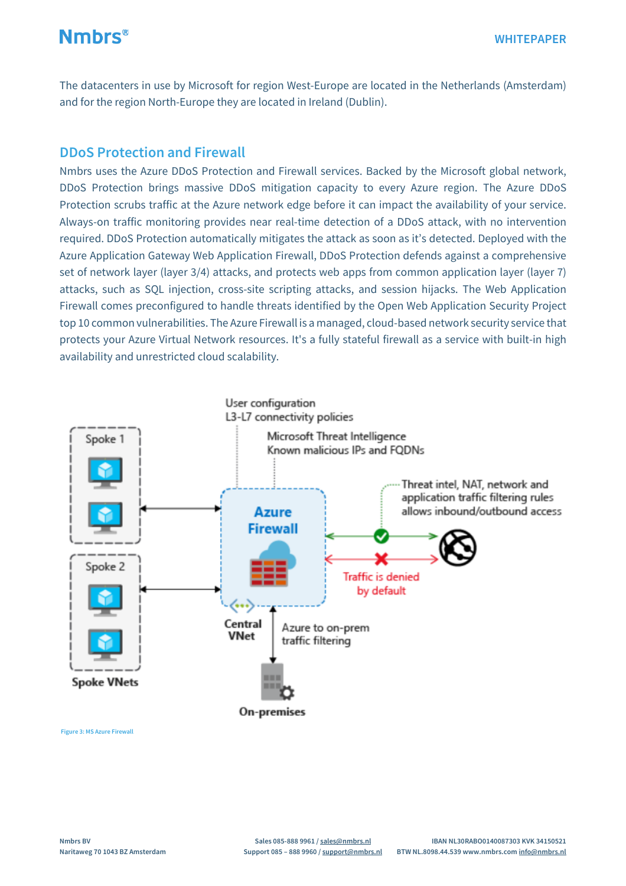The datacenters in use by Microsoft for region West-Europe are located in the Netherlands (Amsterdam) and for the region North-Europe they are located in Ireland (Dublin).

## DDoS Protection and Firewall

Nmbrs uses the Azure DDoS Protection and Firewall services. Backed by the Microsoft global network, DDoS Protection brings massive DDoS mitigation capacity to every Azure region. The Azure DDoS Protection scrubs traffic at the Azure network edge before it can impact the availability of your service. Always-on traffic monitoring provides near real-time detection of a DDoS attack, with no intervention required. DDoS Protection automatically mitigates the attack as soon as it's detected. Deployed with the Azure Application Gateway Web Application Firewall, DDoS Protection defends against a comprehensive set of network layer (layer 3/4) attacks, and protects web apps from common application layer (layer 7) attacks, such as SQL injection, cross-site scripting attacks, and session hijacks. The Web Application Firewall comes preconfigured to handle threats identified by the Open Web Application Security Project top 10 common vulnerabilities. The Azure Firewall is a managed, cloud-based network security service that protects your Azure Virtual Network resources. It's a fully stateful firewall as a service with built-in high availability and unrestricted cloud scalability.

Figure 3: MS Azure Firewall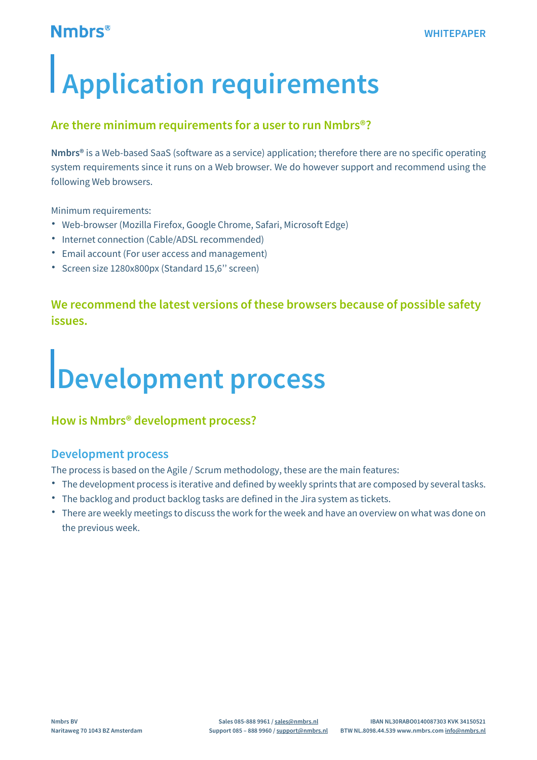# Application requirements

## Are there minimum requirements for a user to run Nmbrs®?

**Nmbrs®** is a Web-based SaaS (software as a service) application; therefore there are no specific operating system requirements since it runs on a Web browser. We do however support and recommend using the following Web browsers.

Minimum requirements:

- Web-browser (Mozilla Firefox, Google Chrome, Safari, Microsoft Edge)
- Internet connection (Cable/ADSL recommended)
- Email account (For user access and management)
- Screen size 1280x800px (Standard 15,6'' screen)

**We recommend the latest versions of these browsers because of possible safety issues.**

# Development process

## How is Nmbrs® development process?

### Development process

The process is based on the Agile / Scrum methodology, these are the main features:

- The development process is iterative and defined by weekly sprints that are composed by several tasks.
- The backlog and product backlog tasks are defined in the Jira system as tickets.
- There are weekly meetings to discuss the work for the week and have an overview on what was done on the previous week.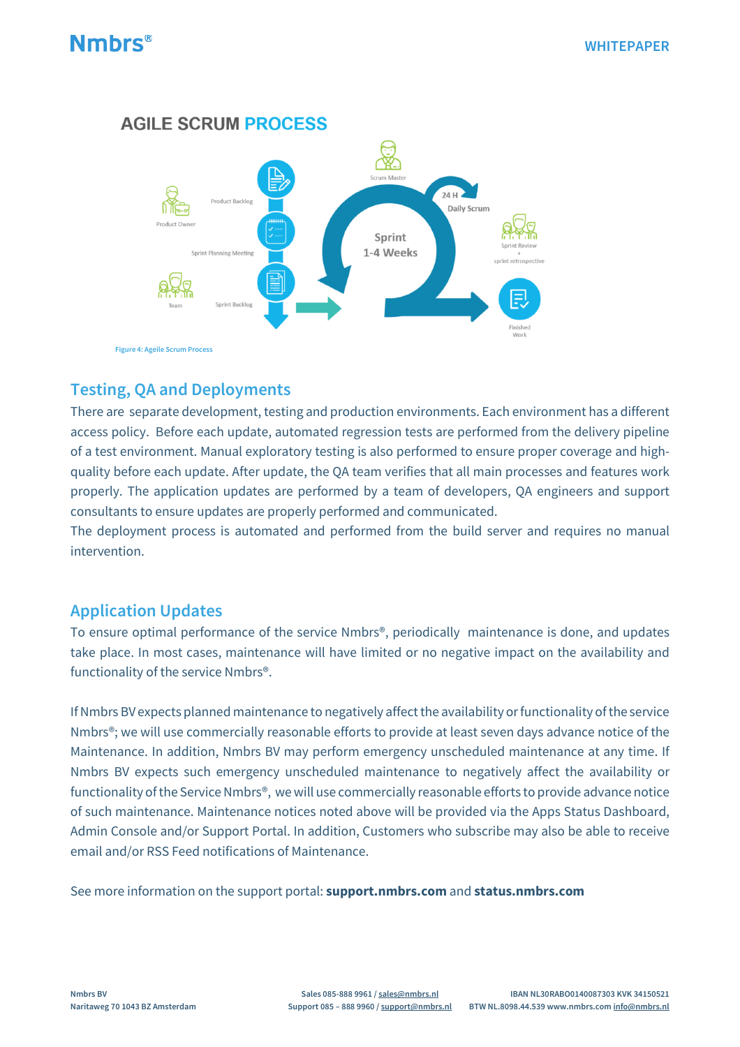## AGILE SCRUM PROCESS

Product Owner

Product Backlog

Sprint Planning Meeting

Team

Sprint Backlog

Scrum Master

24 H

Daily Scrum

Sprint 1-4 Weeks

Sprint Review + sprint retrospective

Finished Work

Figure 4: Ageile Scrum Process

## Testing, QA and Deployments

There are separate development, testing and production environments. Each environment has a different access policy. Before each update, automated regression tests are performed from the delivery pipeline of a test environment. Manual exploratory testing is also performed to ensure proper coverage and high-quality before each update. After update, the QA team verifies that all main processes and features work properly. The application updates are performed by a team of developers, QA engineers and support consultants to ensure updates are properly performed and communicated.
The deployment process is automated and performed from the build server and requires no manual intervention.

## Application Updates

To ensure optimal performance of the service Nmbrs®, periodically maintenance is done, and updates take place. In most cases, maintenance will have limited or no negative impact on the availability and functionality of the service Nmbrs®.

If Nmbrs BV expects planned maintenance to negatively affect the availability or functionality of the service Nmbrs®; we will use commercially reasonable efforts to provide at least seven days advance notice of the Maintenance. In addition, Nmbrs BV may perform emergency unscheduled maintenance at any time. If Nmbrs BV expects such emergency unscheduled maintenance to negatively affect the availability or functionality of the Service Nmbrs®, we will use commercially reasonable efforts to provide advance notice of such maintenance. Maintenance notices noted above will be provided via the Apps Status Dashboard, Admin Console and/or Support Portal. In addition, Customers who subscribe may also be able to receive email and/or RSS Feed notifications of Maintenance.

See more information on the support portal: **support.nmbrs.com** and **status.nmbrs.com**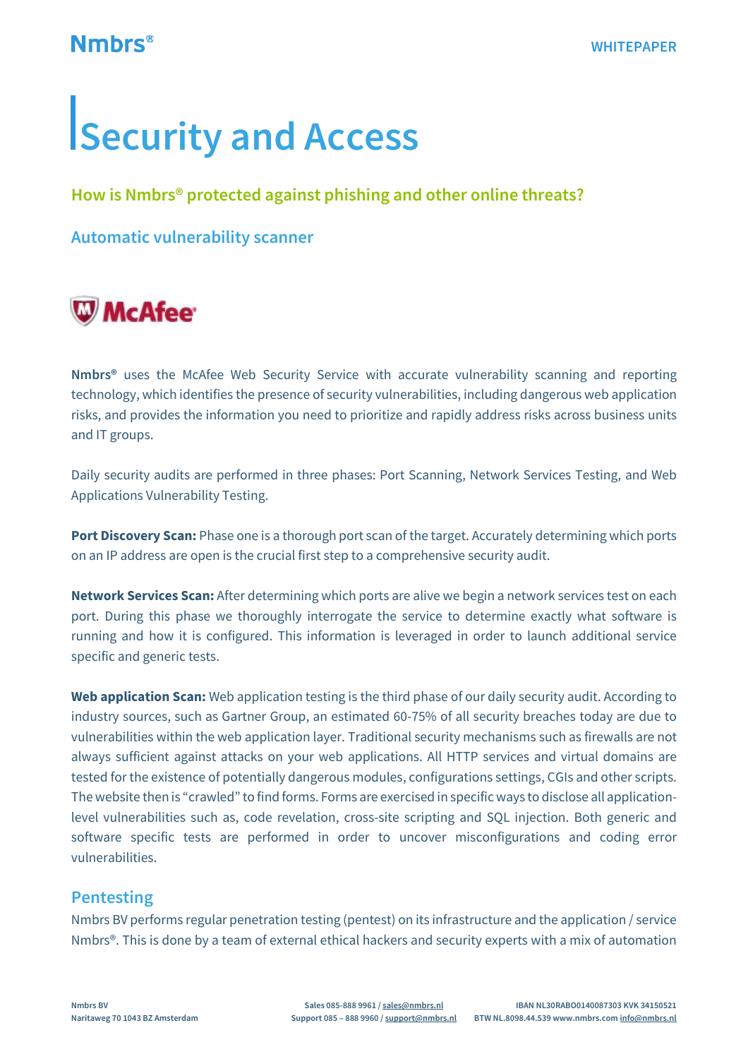# Security and Access

## How is Nmbrs® protected against phishing and other online threats?

### Automatic vulnerability scanner

**Nmbrs®** uses the McAfee Web Security Service with accurate vulnerability scanning and reporting technology, which identifies the presence of security vulnerabilities, including dangerous web application risks, and provides the information you need to prioritize and rapidly address risks across business units and IT groups.

Daily security audits are performed in three phases: Port Scanning, Network Services Testing, and Web Applications Vulnerability Testing.

**Port Discovery Scan:** Phase one is a thorough port scan of the target. Accurately determining which ports on an IP address are open is the crucial first step to a comprehensive security audit.

**Network Services Scan:** After determining which ports are alive we begin a network services test on each port. During this phase we thoroughly interrogate the service to determine exactly what software is running and how it is configured. This information is leveraged in order to launch additional service specific and generic tests.

**Web application Scan:** Web application testing is the third phase of our daily security audit. According to industry sources, such as Gartner Group, an estimated 60-75% of all security breaches today are due to vulnerabilities within the web application layer. Traditional security mechanisms such as firewalls are not always sufficient against attacks on your web applications. All HTTP services and virtual domains are tested for the existence of potentially dangerous modules, configurations settings, CGIs and other scripts. The website then is "crawled" to find forms. Forms are exercised in specific ways to disclose all application-level vulnerabilities such as, code revelation, cross-site scripting and SQL injection. Both generic and software specific tests are performed in order to uncover misconfigurations and coding error vulnerabilities.

### Pentesting

Nmbrs BV performs regular penetration testing (pentest) on its infrastructure and the application / service Nmbrs®. This is done by a team of external ethical hackers and security experts with a mix of automation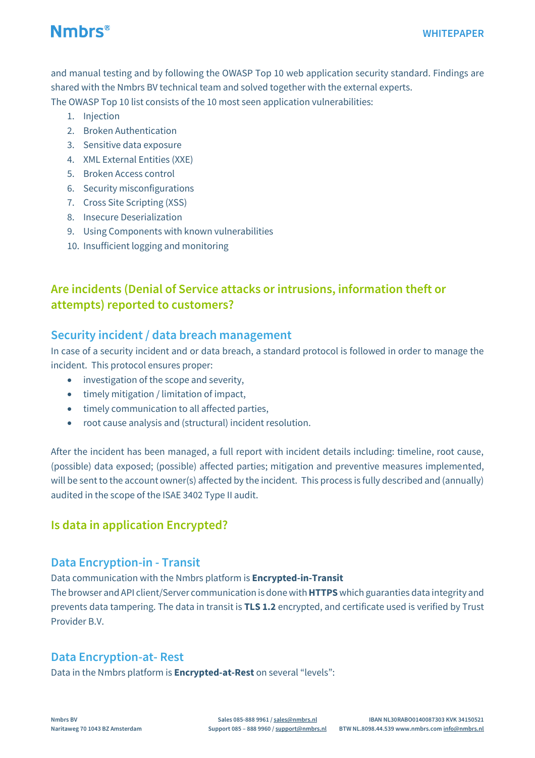and manual testing and by following the OWASP Top 10 web application security standard. Findings are shared with the Nmbrs BV technical team and solved together with the external experts.
The OWASP Top 10 list consists of the 10 most seen application vulnerabilities:

1. Injection
2. Broken Authentication
3. Sensitive data exposure
4. XML External Entities (XXE)
5. Broken Access control
6. Security misconfigurations
7. Cross Site Scripting (XSS)
8. Insecure Deserialization
9. Using Components with known vulnerabilities
10. Insufficient logging and monitoring

## Are incidents (Denial of Service attacks or intrusions, information theft or attempts) reported to customers?

### Security incident / data breach management

In case of a security incident and or data breach, a standard protocol is followed in order to manage the incident. This protocol ensures proper:

- investigation of the scope and severity,
- timely mitigation / limitation of impact,
- timely communication to all affected parties,
- root cause analysis and (structural) incident resolution.

After the incident has been managed, a full report with incident details including: timeline, root cause, (possible) data exposed; (possible) affected parties; mitigation and preventive measures implemented, will be sent to the account owner(s) affected by the incident. This process is fully described and (annually) audited in the scope of the ISAE 3402 Type II audit.

## Is data in application Encrypted?

### Data Encryption-in - Transit

Data communication with the Nmbrs platform is **Encrypted-in-Transit**
The browser and API client/Server communication is done with **HTTPS** which guaranties data integrity and prevents data tampering. The data in transit is **TLS 1.2** encrypted, and certificate used is verified by Trust Provider B.V.

### Data Encryption-at- Rest

Data in the Nmbrs platform is **Encrypted-at-Rest** on several "levels":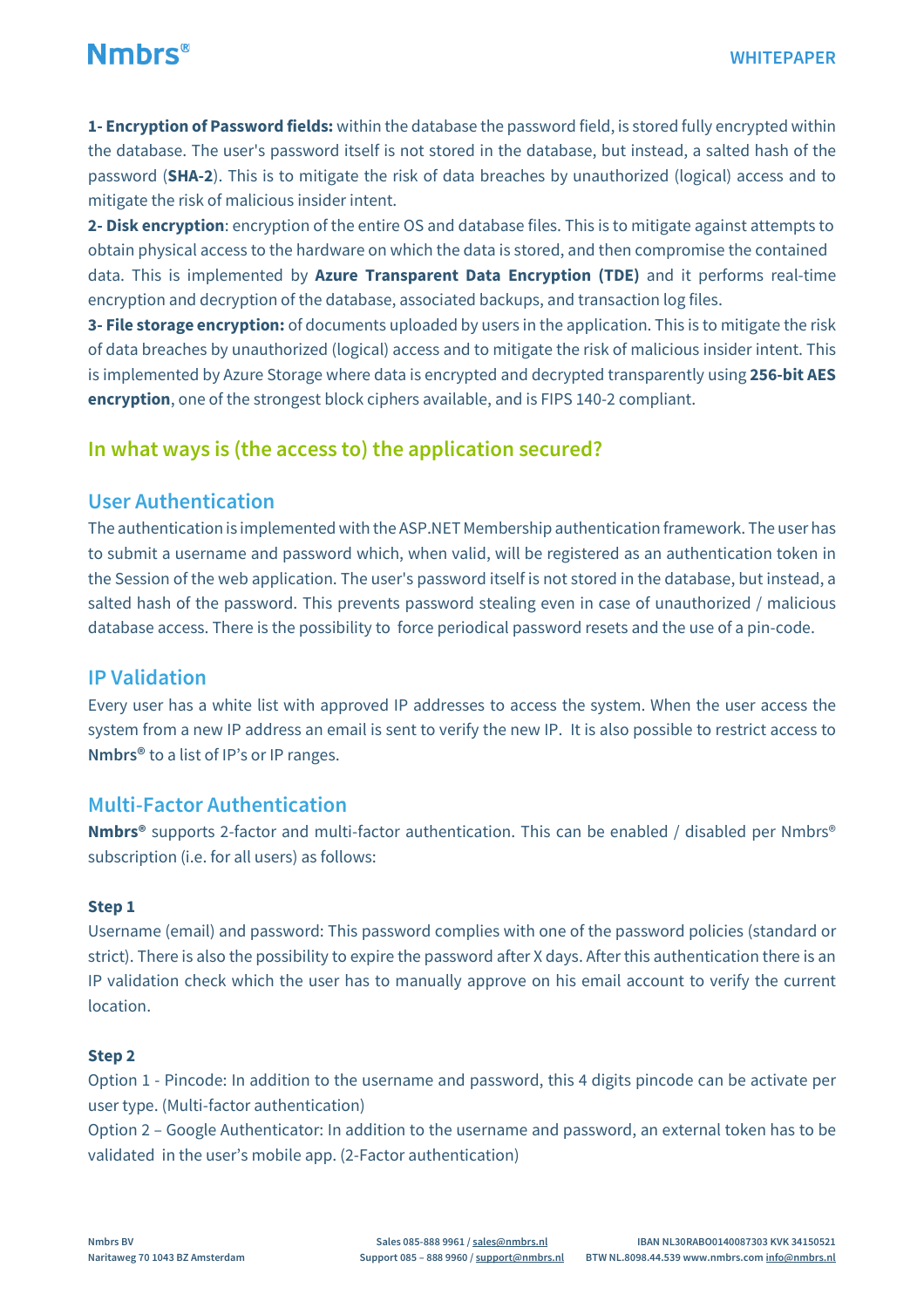**1- Encryption of Password fields:** within the database the password field, is stored fully encrypted within the database. The user's password itself is not stored in the database, but instead, a salted hash of the password (**SHA-2**). This is to mitigate the risk of data breaches by unauthorized (logical) access and to mitigate the risk of malicious insider intent.

**2- Disk encryption**: encryption of the entire OS and database files. This is to mitigate against attempts to obtain physical access to the hardware on which the data is stored, and then compromise the contained data. This is implemented by **Azure Transparent Data Encryption (TDE)** and it performs real-time encryption and decryption of the database, associated backups, and transaction log files.

**3- File storage encryption:** of documents uploaded by users in the application. This is to mitigate the risk of data breaches by unauthorized (logical) access and to mitigate the risk of malicious insider intent. This is implemented by Azure Storage where data is encrypted and decrypted transparently using **256-bit AES encryption**, one of the strongest block ciphers available, and is FIPS 140-2 compliant.

## In what ways is (the access to) the application secured?

### User Authentication

The authentication is implemented with the ASP.NET Membership authentication framework. The user has to submit a username and password which, when valid, will be registered as an authentication token in the Session of the web application. The user's password itself is not stored in the database, but instead, a salted hash of the password. This prevents password stealing even in case of unauthorized / malicious database access. There is the possibility to force periodical password resets and the use of a pin-code.

### IP Validation

Every user has a white list with approved IP addresses to access the system. When the user access the system from a new IP address an email is sent to verify the new IP. It is also possible to restrict access to **Nmbrs®** to a list of IP's or IP ranges.

### Multi-Factor Authentication

**Nmbrs®** supports 2-factor and multi-factor authentication. This can be enabled / disabled per Nmbrs® subscription (i.e. for all users) as follows:

**Step 1**

Username (email) and password: This password complies with one of the password policies (standard or strict). There is also the possibility to expire the password after X days. After this authentication there is an IP validation check which the user has to manually approve on his email account to verify the current location.

**Step 2**

Option 1 - Pincode: In addition to the username and password, this 4 digits pincode can be activate per user type. (Multi-factor authentication)

Option 2 – Google Authenticator: In addition to the username and password, an external token has to be validated in the user's mobile app. (2-Factor authentication)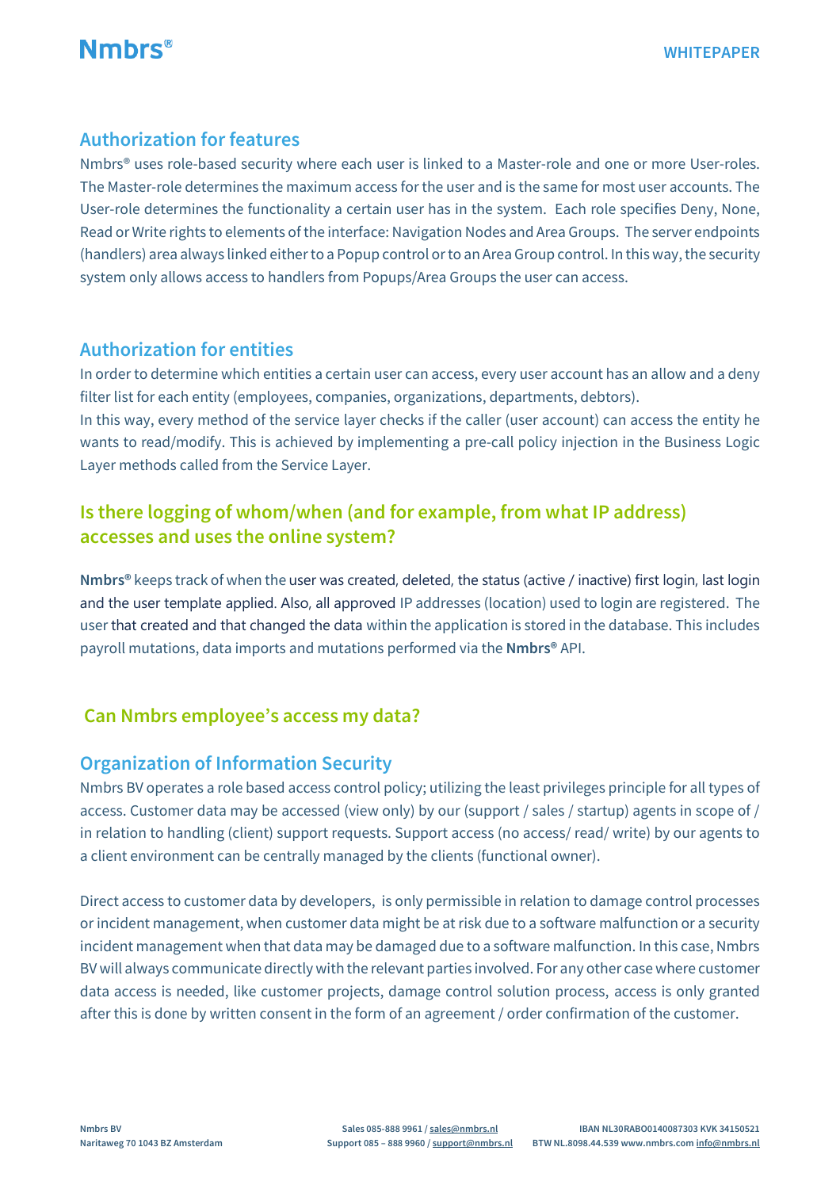## Authorization for features

Nmbrs® uses role-based security where each user is linked to a Master-role and one or more User-roles. The Master-role determines the maximum access for the user and is the same for most user accounts. The User-role determines the functionality a certain user has in the system. Each role specifies Deny, None, Read or Write rights to elements of the interface: Navigation Nodes and Area Groups. The server endpoints (handlers) area always linked either to a Popup control or to an Area Group control. In this way, the security system only allows access to handlers from Popups/Area Groups the user can access.

## Authorization for entities

In order to determine which entities a certain user can access, every user account has an allow and a deny filter list for each entity (employees, companies, organizations, departments, debtors).
In this way, every method of the service layer checks if the caller (user account) can access the entity he wants to read/modify. This is achieved by implementing a pre-call policy injection in the Business Logic Layer methods called from the Service Layer.

## Is there logging of whom/when (and for example, from what IP address) accesses and uses the online system?

**Nmbrs®** keeps track of when the user was created, deleted, the status (active / inactive) first login, last login and the user template applied. Also, all approved IP addresses (location) used to login are registered. The user that created and that changed the data within the application is stored in the database. This includes payroll mutations, data imports and mutations performed via the **Nmbrs®** API.

## Can Nmbrs employee's access my data?

## Organization of Information Security

Nmbrs BV operates a role based access control policy; utilizing the least privileges principle for all types of access. Customer data may be accessed (view only) by our (support / sales / startup) agents in scope of / in relation to handling (client) support requests. Support access (no access/ read/ write) by our agents to a client environment can be centrally managed by the clients (functional owner).

Direct access to customer data by developers, is only permissible in relation to damage control processes or incident management, when customer data might be at risk due to a software malfunction or a security incident management when that data may be damaged due to a software malfunction. In this case, Nmbrs BV will always communicate directly with the relevant parties involved. For any other case where customer data access is needed, like customer projects, damage control solution process, access is only granted after this is done by written consent in the form of an agreement / order confirmation of the customer.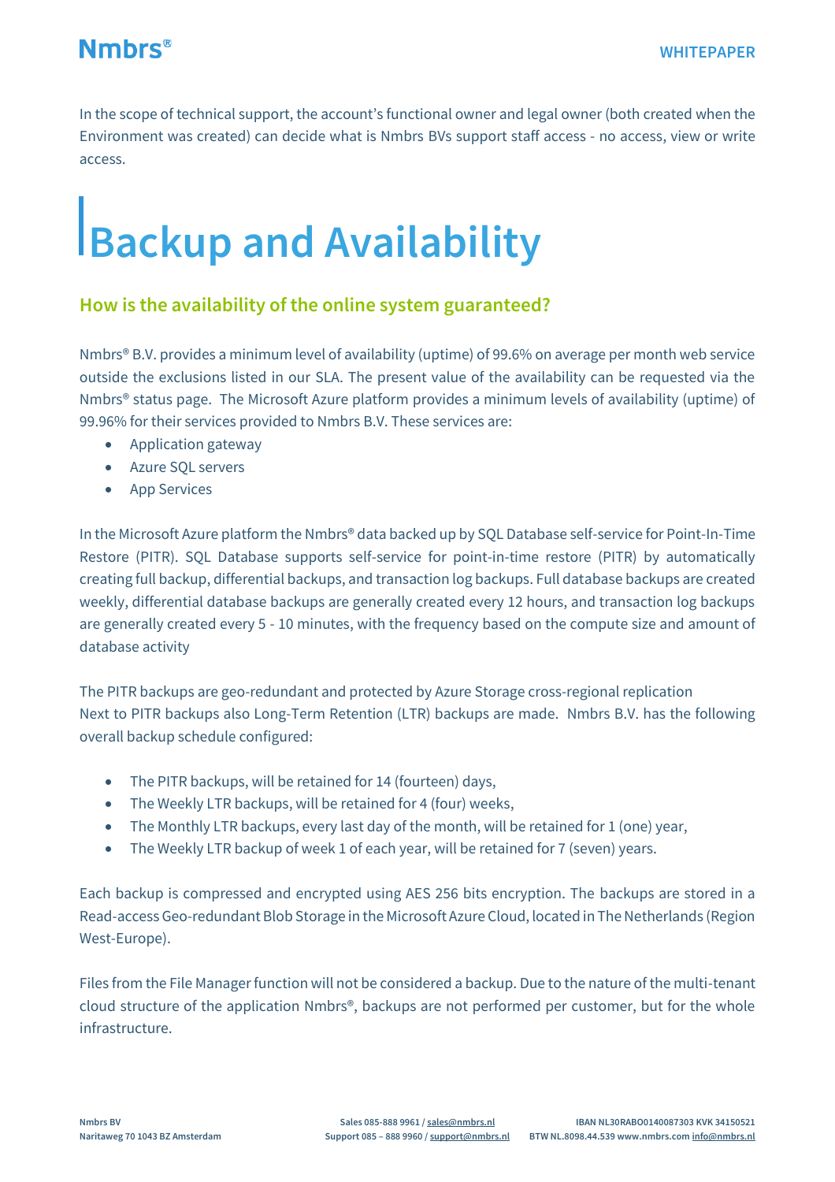In the scope of technical support, the account's functional owner and legal owner (both created when the Environment was created) can decide what is Nmbrs BVs support staff access - no access, view or write access.

# Backup and Availability

## How is the availability of the online system guaranteed?

Nmbrs® B.V. provides a minimum level of availability (uptime) of 99.6% on average per month web service outside the exclusions listed in our SLA. The present value of the availability can be requested via the Nmbrs® status page. The Microsoft Azure platform provides a minimum levels of availability (uptime) of 99.96% for their services provided to Nmbrs B.V. These services are:

- Application gateway
- Azure SQL servers
- App Services

In the Microsoft Azure platform the Nmbrs® data backed up by SQL Database self-service for Point-In-Time Restore (PITR). SQL Database supports self-service for point-in-time restore (PITR) by automatically creating full backup, differential backups, and transaction log backups. Full database backups are created weekly, differential database backups are generally created every 12 hours, and transaction log backups are generally created every 5 - 10 minutes, with the frequency based on the compute size and amount of database activity

The PITR backups are geo-redundant and protected by Azure Storage cross-regional replication
Next to PITR backups also Long-Term Retention (LTR) backups are made. Nmbrs B.V. has the following overall backup schedule configured:

- The PITR backups, will be retained for 14 (fourteen) days,
- The Weekly LTR backups, will be retained for 4 (four) weeks,
- The Monthly LTR backups, every last day of the month, will be retained for 1 (one) year,
- The Weekly LTR backup of week 1 of each year, will be retained for 7 (seven) years.

Each backup is compressed and encrypted using AES 256 bits encryption. The backups are stored in a Read-access Geo-redundant Blob Storage in the Microsoft Azure Cloud, located in The Netherlands (Region West-Europe).

Files from the File Manager function will not be considered a backup. Due to the nature of the multi-tenant cloud structure of the application Nmbrs®, backups are not performed per customer, but for the whole infrastructure.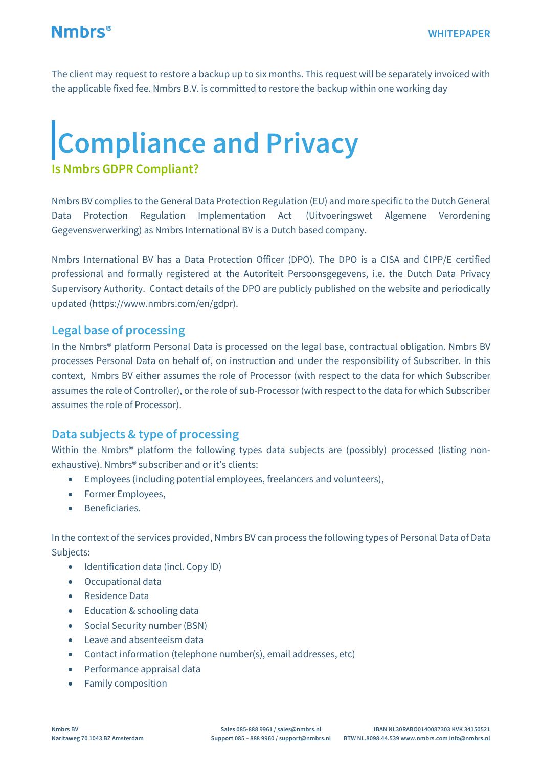The client may request to restore a backup up to six months. This request will be separately invoiced with the applicable fixed fee. Nmbrs B.V. is committed to restore the backup within one working day

# Compliance and Privacy

## Is Nmbrs GDPR Compliant?

Nmbrs BV complies to the General Data Protection Regulation (EU) and more specific to the Dutch General Data Protection Regulation Implementation Act (Uitvoeringswet Algemene Verordening Gegevensverwerking) as Nmbrs International BV is a Dutch based company.

Nmbrs International BV has a Data Protection Officer (DPO). The DPO is a CISA and CIPP/E certified professional and formally registered at the Autoriteit Persoonsgegevens, i.e. the Dutch Data Privacy Supervisory Authority. Contact details of the DPO are publicly published on the website and periodically updated (https://www.nmbrs.com/en/gdpr).

### Legal base of processing

In the Nmbrs® platform Personal Data is processed on the legal base, contractual obligation. Nmbrs BV processes Personal Data on behalf of, on instruction and under the responsibility of Subscriber. In this context, Nmbrs BV either assumes the role of Processor (with respect to the data for which Subscriber assumes the role of Controller), or the role of sub-Processor (with respect to the data for which Subscriber assumes the role of Processor).

### Data subjects & type of processing

Within the Nmbrs® platform the following types data subjects are (possibly) processed (listing non-exhaustive). Nmbrs® subscriber and or it's clients:

- Employees (including potential employees, freelancers and volunteers),
- Former Employees,
- Beneficiaries.

In the context of the services provided, Nmbrs BV can process the following types of Personal Data of Data Subjects:

- Identification data (incl. Copy ID)
- Occupational data
- Residence Data
- Education & schooling data
- Social Security number (BSN)
- Leave and absenteeism data
- Contact information (telephone number(s), email addresses, etc)
- Performance appraisal data
- Family composition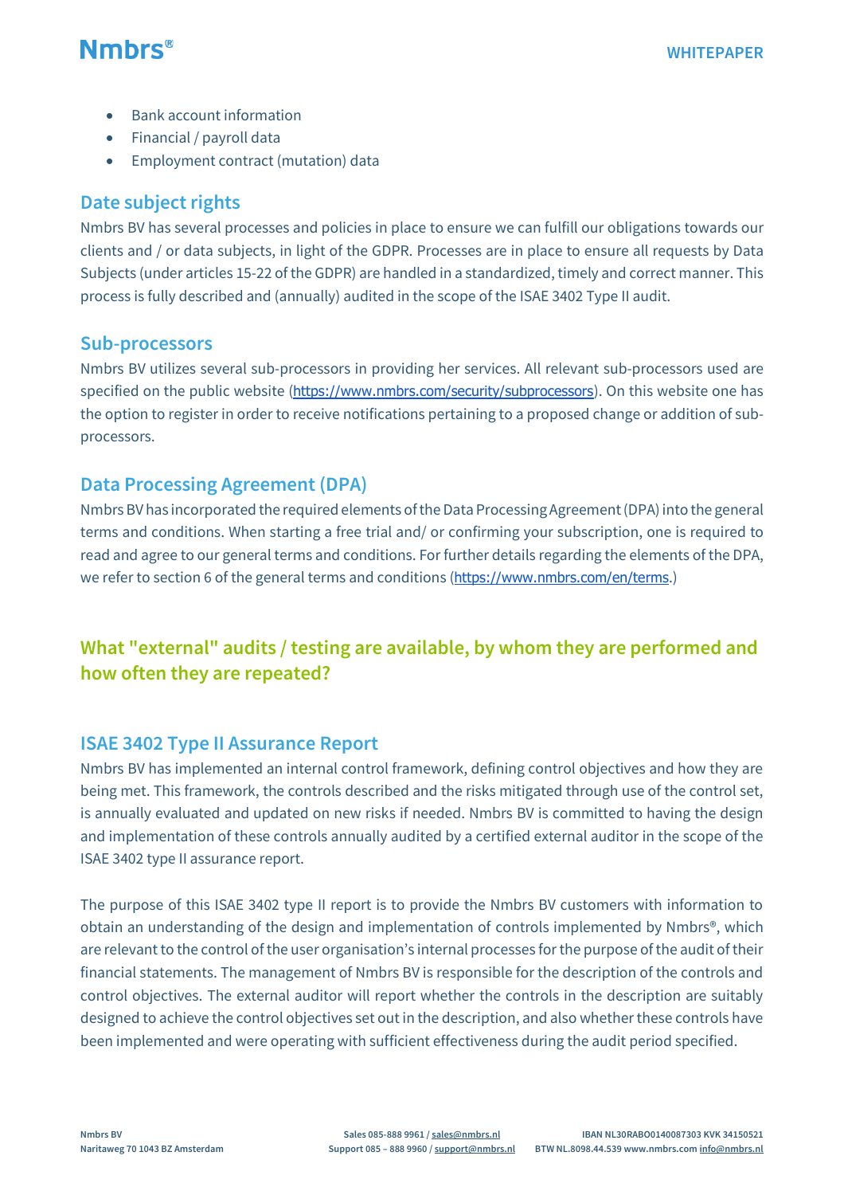- Bank account information
- Financial / payroll data
- Employment contract (mutation) data

### Date subject rights

Nmbrs BV has several processes and policies in place to ensure we can fulfill our obligations towards our clients and / or data subjects, in light of the GDPR. Processes are in place to ensure all requests by Data Subjects (under articles 15-22 of the GDPR) are handled in a standardized, timely and correct manner. This process is fully described and (annually) audited in the scope of the ISAE 3402 Type II audit.

### Sub-processors

Nmbrs BV utilizes several sub-processors in providing her services. All relevant sub-processors used are specified on the public website (https://www.nmbrs.com/security/subprocessors). On this website one has the option to register in order to receive notifications pertaining to a proposed change or addition of sub-processors.

### Data Processing Agreement (DPA)

Nmbrs BV has incorporated the required elements of the Data Processing Agreement (DPA) into the general terms and conditions. When starting a free trial and/ or confirming your subscription, one is required to read and agree to our general terms and conditions. For further details regarding the elements of the DPA, we refer to section 6 of the general terms and conditions (https://www.nmbrs.com/en/terms.)

## What "external" audits / testing are available, by whom they are performed and how often they are repeated?

### ISAE 3402 Type II Assurance Report

Nmbrs BV has implemented an internal control framework, defining control objectives and how they are being met. This framework, the controls described and the risks mitigated through use of the control set, is annually evaluated and updated on new risks if needed. Nmbrs BV is committed to having the design and implementation of these controls annually audited by a certified external auditor in the scope of the ISAE 3402 type II assurance report.

The purpose of this ISAE 3402 type II report is to provide the Nmbrs BV customers with information to obtain an understanding of the design and implementation of controls implemented by Nmbrs®, which are relevant to the control of the user organisation's internal processes for the purpose of the audit of their financial statements. The management of Nmbrs BV is responsible for the description of the controls and control objectives. The external auditor will report whether the controls in the description are suitably designed to achieve the control objectives set out in the description, and also whether these controls have been implemented and were operating with sufficient effectiveness during the audit period specified.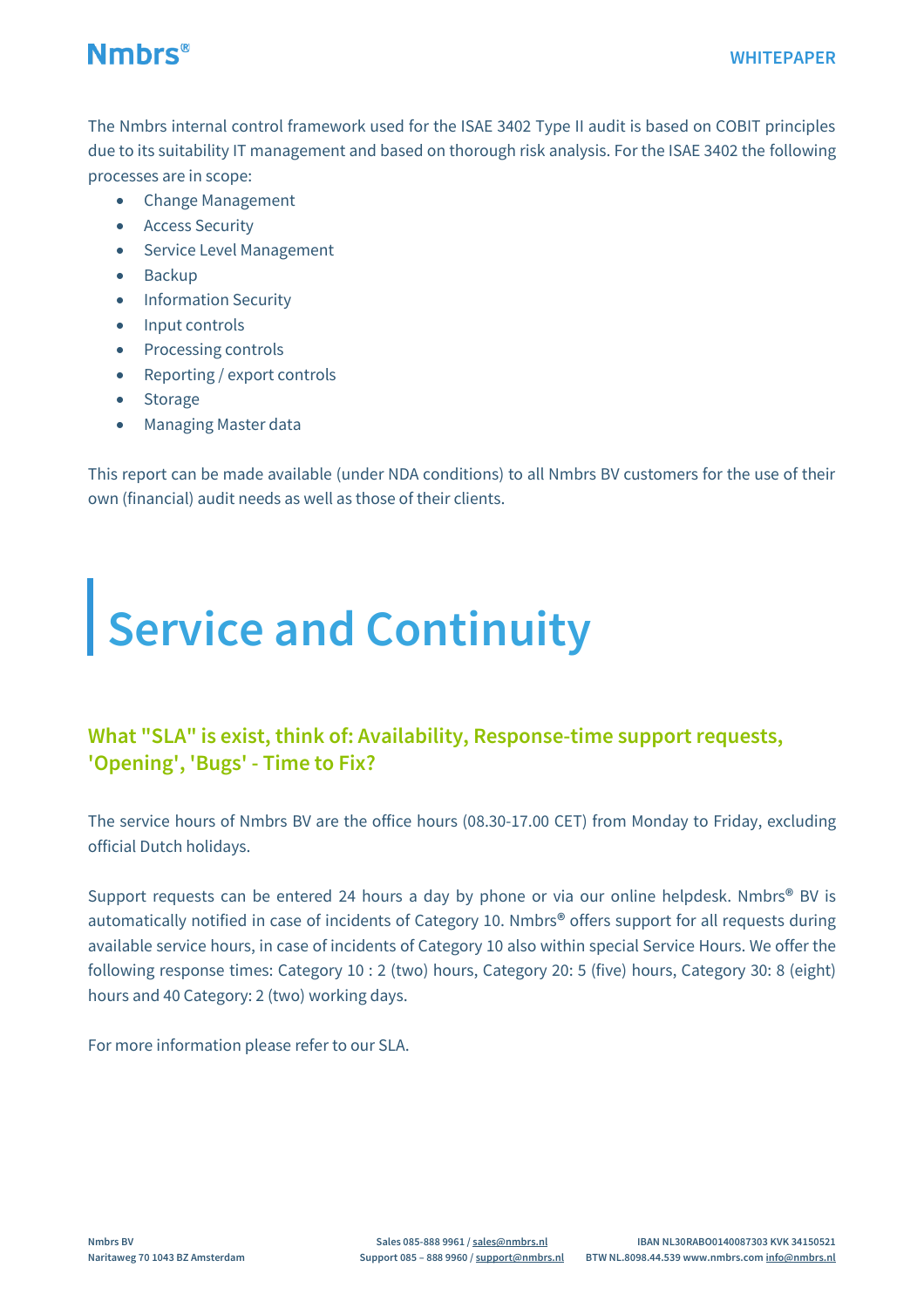The Nmbrs internal control framework used for the ISAE 3402 Type II audit is based on COBIT principles due to its suitability IT management and based on thorough risk analysis. For the ISAE 3402 the following processes are in scope:

- Change Management
- Access Security
- Service Level Management
- Backup
- Information Security
- Input controls
- Processing controls
- Reporting / export controls
- Storage
- Managing Master data

This report can be made available (under NDA conditions) to all Nmbrs BV customers for the use of their own (financial) audit needs as well as those of their clients.

# Service and Continuity

## What "SLA" is exist, think of: Availability, Response-time support requests, 'Opening', 'Bugs' - Time to Fix?

The service hours of Nmbrs BV are the office hours (08.30-17.00 CET) from Monday to Friday, excluding official Dutch holidays.

Support requests can be entered 24 hours a day by phone or via our online helpdesk. Nmbrs® BV is automatically notified in case of incidents of Category 10. Nmbrs® offers support for all requests during available service hours, in case of incidents of Category 10 also within special Service Hours. We offer the following response times: Category 10 : 2 (two) hours, Category 20: 5 (five) hours, Category 30: 8 (eight) hours and 40 Category: 2 (two) working days.

For more information please refer to our SLA.